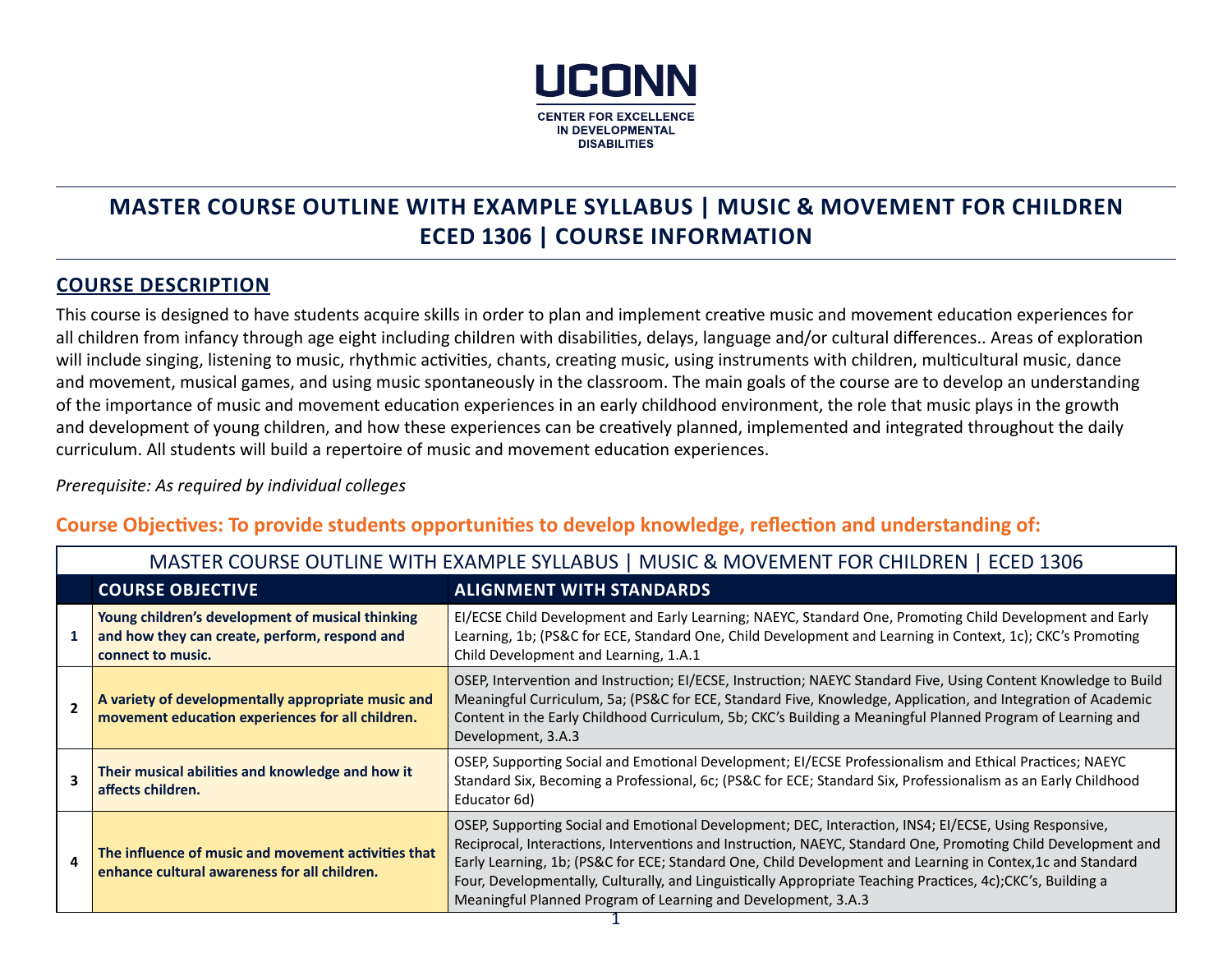UCONN

CENTER FOR EXCELLENCE IN DEVELOPMENTAL DISABILITIES

# MASTER COURSE OUTLINE WITH EXAMPLE SYLLABUS | MUSIC & MOVEMENT FOR CHILDREN ECED 1306 | COURSE INFORMATION

## COURSE DESCRIPTION

This course is designed to have students acquire skills in order to plan and implement creative music and movement education experiences for all children from infancy through age eight including children with disabilities, delays, language and/or cultural differences.. Areas of exploration will include singing, listening to music, rhythmic activities, chants, creating music, using instruments with children, multicultural music, dance and movement, musical games, and using music spontaneously in the classroom. The main goals of the course are to develop an understanding of the importance of music and movement education experiences in an early childhood environment, the role that music plays in the growth and development of young children, and how these experiences can be creatively planned, implemented and integrated throughout the daily curriculum. All students will build a repertoire of music and movement education experiences.

*Prerequisite: As required by individual colleges*

### Course Objectives: To provide students opportunities to develop knowledge, reflection and understanding of:

MASTER COURSE OUTLINE WITH EXAMPLE SYLLABUS | MUSIC & MOVEMENT FOR CHILDREN | ECED 1306

| | COURSE OBJECTIVE | ALIGNMENT WITH STANDARDS |
|---|---|---|
| 1 | **Young children's development of musical thinking and how they can create, perform, respond and connect to music.** | EI/ECSE Child Development and Early Learning; NAEYC, Standard One, Promoting Child Development and Early Learning, 1b; (PS&C for ECE, Standard One, Child Development and Learning in Context, 1c); CKC's Promoting Child Development and Learning, 1.A.1 |
| 2 | **A variety of developmentally appropriate music and movement education experiences for all children.** | OSEP, Intervention and Instruction; EI/ECSE, Instruction; NAEYC Standard Five, Using Content Knowledge to Build Meaningful Curriculum, 5a; (PS&C for ECE, Standard Five, Knowledge, Application, and Integration of Academic Content in the Early Childhood Curriculum, 5b; CKC's Building a Meaningful Planned Program of Learning and Development, 3.A.3 |
| 3 | **Their musical abilities and knowledge and how it affects children.** | OSEP, Supporting Social and Emotional Development; EI/ECSE Professionalism and Ethical Practices; NAEYC Standard Six, Becoming a Professional, 6c; (PS&C for ECE; Standard Six, Professionalism as an Early Childhood Educator 6d) |
| 4 | **The influence of music and movement activities that enhance cultural awareness for all children.** | OSEP, Supporting Social and Emotional Development; DEC, Interaction, INS4; EI/ECSE, Using Responsive, Reciprocal, Interactions, Interventions and Instruction, NAEYC, Standard One, Promoting Child Development and Early Learning, 1b; (PS&C for ECE; Standard One, Child Development and Learning in Contex,1c and Standard Four, Developmentally, Culturally, and Linguistically Appropriate Teaching Practices, 4c);CKC's, Building a Meaningful Planned Program of Learning and Development, 3.A.3 |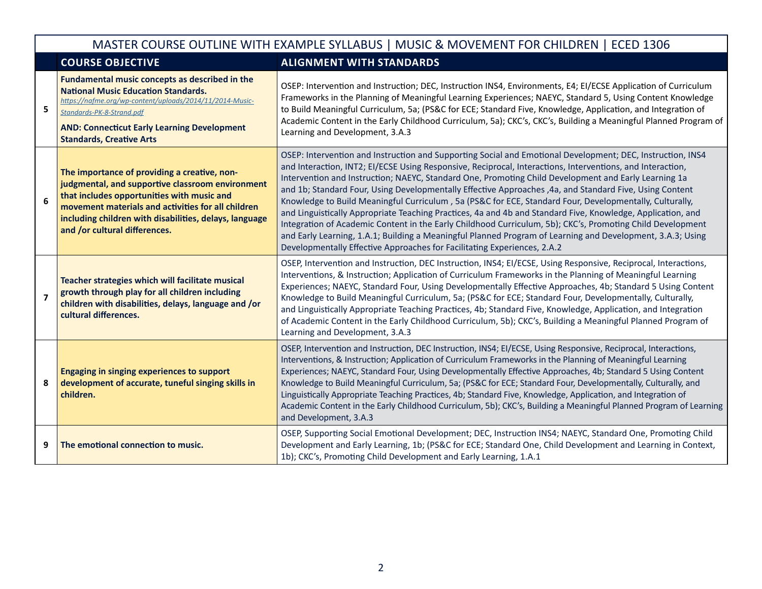| MASTER COURSE OUTLINE WITH EXAMPLE SYLLABUS \| MUSIC & MOVEMENT FOR CHILDREN \| ECED 1306 | | |
|---|---|---|
| | **COURSE OBJECTIVE** | **ALIGNMENT WITH STANDARDS** |
| **5** | **Fundamental music concepts as described in the National Music Education Standards.** *https://nafme.org/wp-content/uploads/2014/11/2014-Music-Standards-PK-8-Strand.pdf* **AND: Connecticut Early Learning Development Standards, Creative Arts** | OSEP: Intervention and Instruction; DEC, Instruction INS4, Environments, E4; EI/ECSE Application of Curriculum Frameworks in the Planning of Meaningful Learning Experiences; NAEYC, Standard 5, Using Content Knowledge to Build Meaningful Curriculum, 5a; (PS&C for ECE; Standard Five, Knowledge, Application, and Integration of Academic Content in the Early Childhood Curriculum, 5a); CKC's, CKC's, Building a Meaningful Planned Program of Learning and Development, 3.A.3 |
| **6** | **The importance of providing a creative, non-judgmental, and supportive classroom environment that includes opportunities with music and movement materials and activities for all children including children with disabilities, delays, language and /or cultural differences.** | OSEP: Intervention and Instruction and Supporting Social and Emotional Development; DEC, Instruction, INS4 and Interaction, INT2; EI/ECSE Using Responsive, Reciprocal, Interactions, Interventions, and Interaction, Intervention and Instruction; NAEYC, Standard One, Promoting Child Development and Early Learning 1a and 1b; Standard Four, Using Developmentally Effective Approaches ,4a, and Standard Five, Using Content Knowledge to Build Meaningful Curriculum , 5a (PS&C for ECE, Standard Four, Developmentally, Culturally, and Linguistically Appropriate Teaching Practices, 4a and 4b and Standard Five, Knowledge, Application, and Integration of Academic Content in the Early Childhood Curriculum, 5b); CKC's, Promoting Child Development and Early Learning, 1.A.1; Building a Meaningful Planned Program of Learning and Development, 3.A.3; Using Developmentally Effective Approaches for Facilitating Experiences, 2.A.2 |
| **7** | **Teacher strategies which will facilitate musical growth through play for all children including children with disabilities, delays, language and /or cultural differences.** | OSEP, Intervention and Instruction, DEC Instruction, INS4; EI/ECSE, Using Responsive, Reciprocal, Interactions, Interventions, & Instruction; Application of Curriculum Frameworks in the Planning of Meaningful Learning Experiences; NAEYC, Standard Four, Using Developmentally Effective Approaches, 4b; Standard 5 Using Content Knowledge to Build Meaningful Curriculum, 5a; (PS&C for ECE; Standard Four, Developmentally, Culturally, and Linguistically Appropriate Teaching Practices, 4b; Standard Five, Knowledge, Application, and Integration of Academic Content in the Early Childhood Curriculum, 5b); CKC's, Building a Meaningful Planned Program of Learning and Development, 3.A.3 |
| **8** | **Engaging in singing experiences to support development of accurate, tuneful singing skills in children.** | OSEP, Intervention and Instruction, DEC Instruction, INS4; EI/ECSE, Using Responsive, Reciprocal, Interactions, Interventions, & Instruction; Application of Curriculum Frameworks in the Planning of Meaningful Learning Experiences; NAEYC, Standard Four, Using Developmentally Effective Approaches, 4b; Standard 5 Using Content Knowledge to Build Meaningful Curriculum, 5a; (PS&C for ECE; Standard Four, Developmentally, Culturally, and Linguistically Appropriate Teaching Practices, 4b; Standard Five, Knowledge, Application, and Integration of Academic Content in the Early Childhood Curriculum, 5b); CKC's, Building a Meaningful Planned Program of Learning and Development, 3.A.3 |
| **9** | **The emotional connection to music.** | OSEP, Supporting Social Emotional Development; DEC, Instruction INS4; NAEYC, Standard One, Promoting Child Development and Early Learning, 1b; (PS&C for ECE; Standard One, Child Development and Learning in Context, 1b); CKC's, Promoting Child Development and Early Learning, 1.A.1 |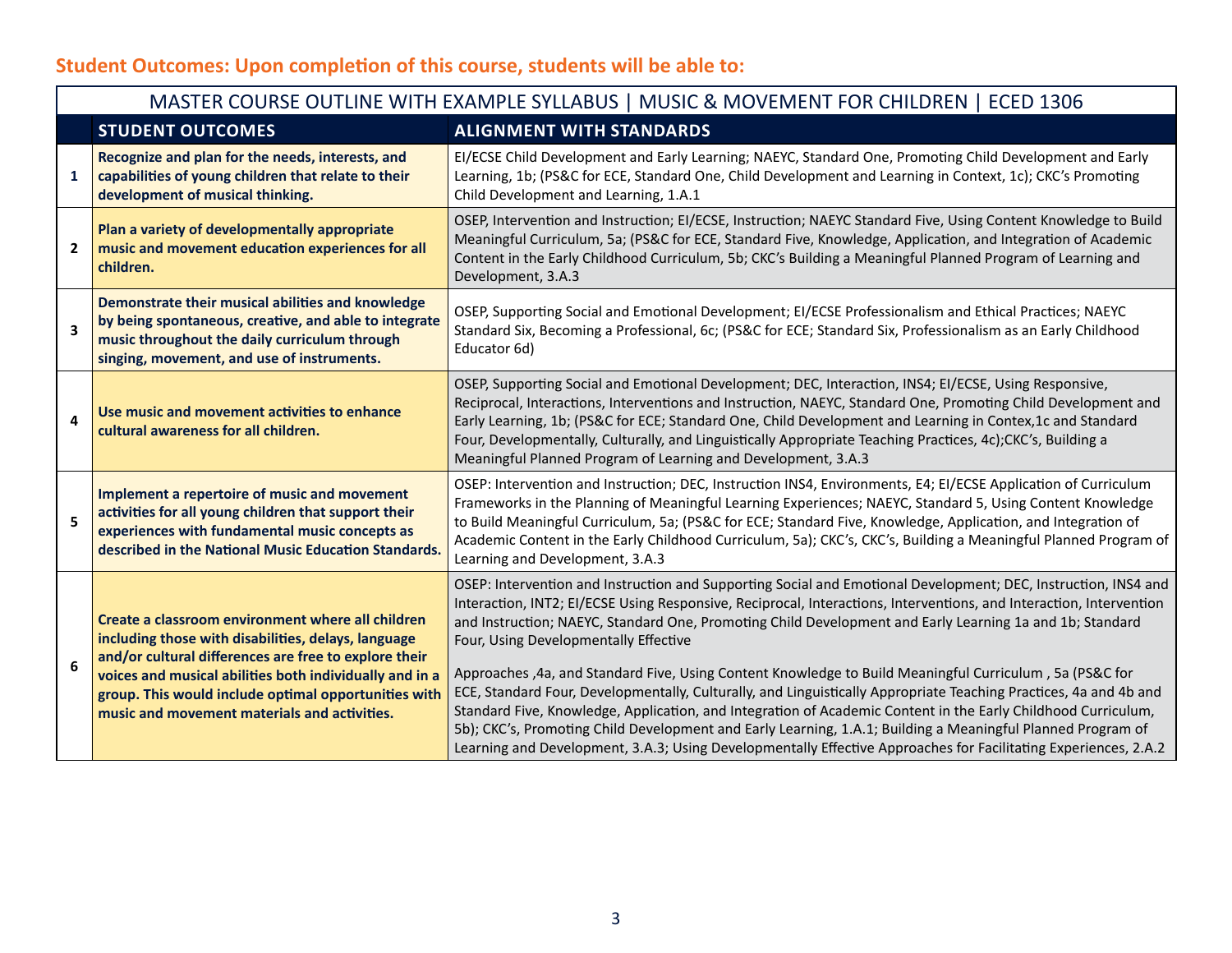## Student Outcomes: Upon completion of this course, students will be able to:

| MASTER COURSE OUTLINE WITH EXAMPLE SYLLABUS \| MUSIC & MOVEMENT FOR CHILDREN \| ECED 1306 | | |
|---|---|---|
| | **STUDENT OUTCOMES** | **ALIGNMENT WITH STANDARDS** |
| **1** | **Recognize and plan for the needs, interests, and capabilities of young children that relate to their development of musical thinking.** | EI/ECSE Child Development and Early Learning; NAEYC, Standard One, Promoting Child Development and Early Learning, 1b; (PS&C for ECE, Standard One, Child Development and Learning in Context, 1c); CKC's Promoting Child Development and Learning, 1.A.1 |
| **2** | **Plan a variety of developmentally appropriate music and movement education experiences for all children.** | OSEP, Intervention and Instruction; EI/ECSE, Instruction; NAEYC Standard Five, Using Content Knowledge to Build Meaningful Curriculum, 5a; (PS&C for ECE, Standard Five, Knowledge, Application, and Integration of Academic Content in the Early Childhood Curriculum, 5b; CKC's Building a Meaningful Planned Program of Learning and Development, 3.A.3 |
| **3** | **Demonstrate their musical abilities and knowledge by being spontaneous, creative, and able to integrate music throughout the daily curriculum through singing, movement, and use of instruments.** | OSEP, Supporting Social and Emotional Development; EI/ECSE Professionalism and Ethical Practices; NAEYC Standard Six, Becoming a Professional, 6c; (PS&C for ECE; Standard Six, Professionalism as an Early Childhood Educator 6d) |
| **4** | **Use music and movement activities to enhance cultural awareness for all children.** | OSEP, Supporting Social and Emotional Development; DEC, Interaction, INS4; EI/ECSE, Using Responsive, Reciprocal, Interactions, Interventions and Instruction, NAEYC, Standard One, Promoting Child Development and Early Learning, 1b; (PS&C for ECE; Standard One, Child Development and Learning in Contex,1c and Standard Four, Developmentally, Culturally, and Linguistically Appropriate Teaching Practices, 4c);CKC's, Building a Meaningful Planned Program of Learning and Development, 3.A.3 |
| **5** | **Implement a repertoire of music and movement activities for all young children that support their experiences with fundamental music concepts as described in the National Music Education Standards.** | OSEP: Intervention and Instruction; DEC, Instruction INS4, Environments, E4; EI/ECSE Application of Curriculum Frameworks in the Planning of Meaningful Learning Experiences; NAEYC, Standard 5, Using Content Knowledge to Build Meaningful Curriculum, 5a; (PS&C for ECE; Standard Five, Knowledge, Application, and Integration of Academic Content in the Early Childhood Curriculum, 5a); CKC's, CKC's, Building a Meaningful Planned Program of Learning and Development, 3.A.3 |
| **6** | **Create a classroom environment where all children including those with disabilities, delays, language and/or cultural differences are free to explore their voices and musical abilities both individually and in a group. This would include optimal opportunities with music and movement materials and activities.** | OSEP: Intervention and Instruction and Supporting Social and Emotional Development; DEC, Instruction, INS4 and Interaction, INT2; EI/ECSE Using Responsive, Reciprocal, Interactions, Interventions, and Interaction, Intervention and Instruction; NAEYC, Standard One, Promoting Child Development and Early Learning 1a and 1b; Standard Four, Using Developmentally Effective Approaches ,4a, and Standard Five, Using Content Knowledge to Build Meaningful Curriculum , 5a (PS&C for ECE, Standard Four, Developmentally, Culturally, and Linguistically Appropriate Teaching Practices, 4a and 4b and Standard Five, Knowledge, Application, and Integration of Academic Content in the Early Childhood Curriculum, 5b); CKC's, Promoting Child Development and Early Learning, 1.A.1; Building a Meaningful Planned Program of Learning and Development, 3.A.3; Using Developmentally Effective Approaches for Facilitating Experiences, 2.A.2 |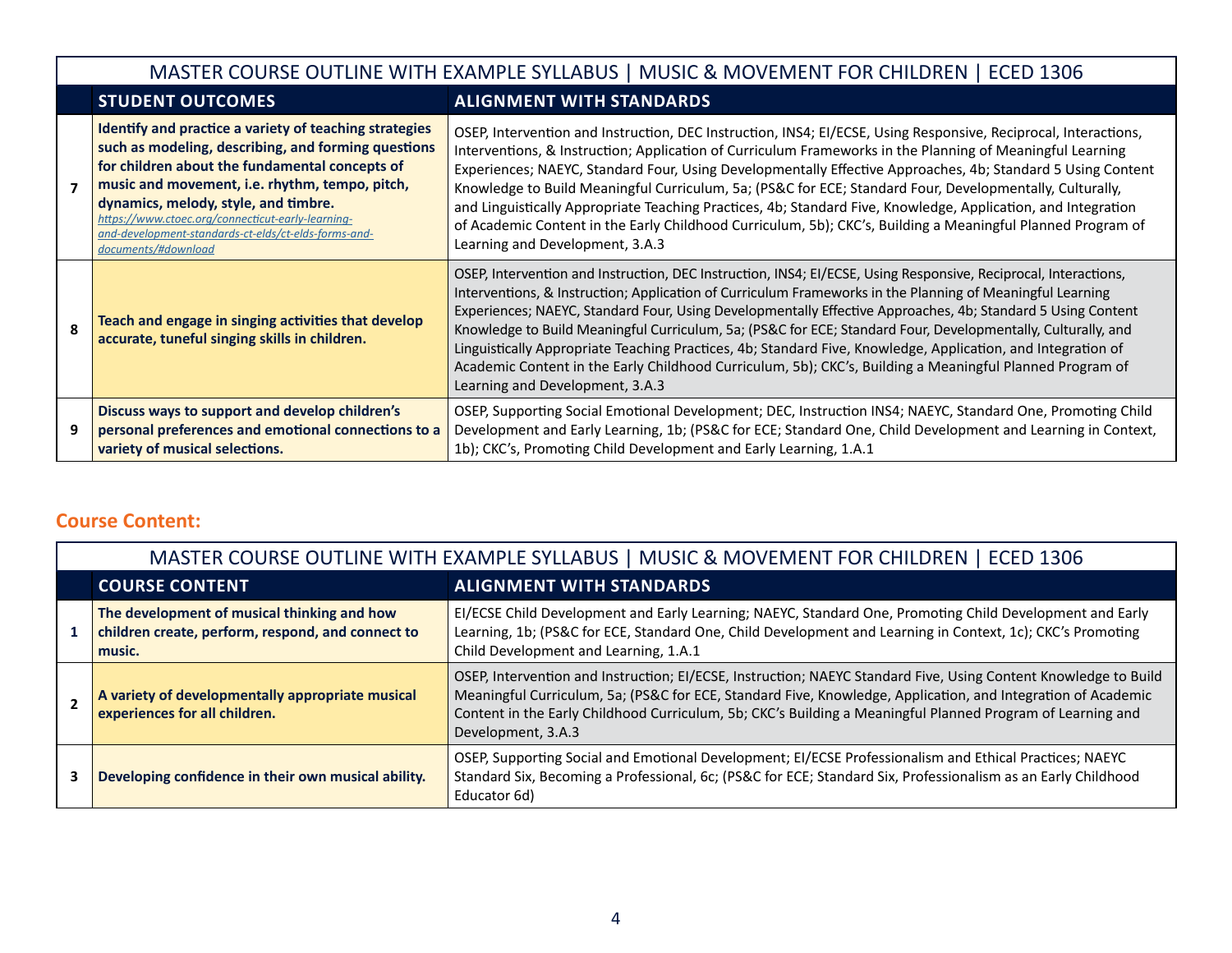| MASTER COURSE OUTLINE WITH EXAMPLE SYLLABUS \| MUSIC & MOVEMENT FOR CHILDREN \| ECED 1306 | | |
|---|---|---|
| | **STUDENT OUTCOMES** | **ALIGNMENT WITH STANDARDS** |
| **7** | **Identify and practice a variety of teaching strategies such as modeling, describing, and forming questions for children about the fundamental concepts of music and movement, i.e. rhythm, tempo, pitch, dynamics, melody, style, and timbre.** *https://www.ctoec.org/connecticut-early-learning-and-development-standards-ct-elds/ct-elds-forms-and-documents/#download* | OSEP, Intervention and Instruction, DEC Instruction, INS4; EI/ECSE, Using Responsive, Reciprocal, Interactions, Interventions, & Instruction; Application of Curriculum Frameworks in the Planning of Meaningful Learning Experiences; NAEYC, Standard Four, Using Developmentally Effective Approaches, 4b; Standard 5 Using Content Knowledge to Build Meaningful Curriculum, 5a; (PS&C for ECE; Standard Four, Developmentally, Culturally, and Linguistically Appropriate Teaching Practices, 4b; Standard Five, Knowledge, Application, and Integration of Academic Content in the Early Childhood Curriculum, 5b); CKC's, Building a Meaningful Planned Program of Learning and Development, 3.A.3 |
| **8** | **Teach and engage in singing activities that develop accurate, tuneful singing skills in children.** | OSEP, Intervention and Instruction, DEC Instruction, INS4; EI/ECSE, Using Responsive, Reciprocal, Interactions, Interventions, & Instruction; Application of Curriculum Frameworks in the Planning of Meaningful Learning Experiences; NAEYC, Standard Four, Using Developmentally Effective Approaches, 4b; Standard 5 Using Content Knowledge to Build Meaningful Curriculum, 5a; (PS&C for ECE; Standard Four, Developmentally, Culturally, and Linguistically Appropriate Teaching Practices, 4b; Standard Five, Knowledge, Application, and Integration of Academic Content in the Early Childhood Curriculum, 5b); CKC's, Building a Meaningful Planned Program of Learning and Development, 3.A.3 |
| **9** | **Discuss ways to support and develop children's personal preferences and emotional connections to a variety of musical selections.** | OSEP, Supporting Social Emotional Development; DEC, Instruction INS4; NAEYC, Standard One, Promoting Child Development and Early Learning, 1b; (PS&C for ECE; Standard One, Child Development and Learning in Context, 1b); CKC's, Promoting Child Development and Early Learning, 1.A.1 |

## Course Content:

| MASTER COURSE OUTLINE WITH EXAMPLE SYLLABUS \| MUSIC & MOVEMENT FOR CHILDREN \| ECED 1306 | | |
|---|---|---|
| | **COURSE CONTENT** | **ALIGNMENT WITH STANDARDS** |
| **1** | **The development of musical thinking and how children create, perform, respond, and connect to music.** | EI/ECSE Child Development and Early Learning; NAEYC, Standard One, Promoting Child Development and Early Learning, 1b; (PS&C for ECE, Standard One, Child Development and Learning in Context, 1c); CKC's Promoting Child Development and Learning, 1.A.1 |
| **2** | **A variety of developmentally appropriate musical experiences for all children.** | OSEP, Intervention and Instruction; EI/ECSE, Instruction; NAEYC Standard Five, Using Content Knowledge to Build Meaningful Curriculum, 5a; (PS&C for ECE, Standard Five, Knowledge, Application, and Integration of Academic Content in the Early Childhood Curriculum, 5b; CKC's Building a Meaningful Planned Program of Learning and Development, 3.A.3 |
| **3** | **Developing confidence in their own musical ability.** | OSEP, Supporting Social and Emotional Development; EI/ECSE Professionalism and Ethical Practices; NAEYC Standard Six, Becoming a Professional, 6c; (PS&C for ECE; Standard Six, Professionalism as an Early Childhood Educator 6d) |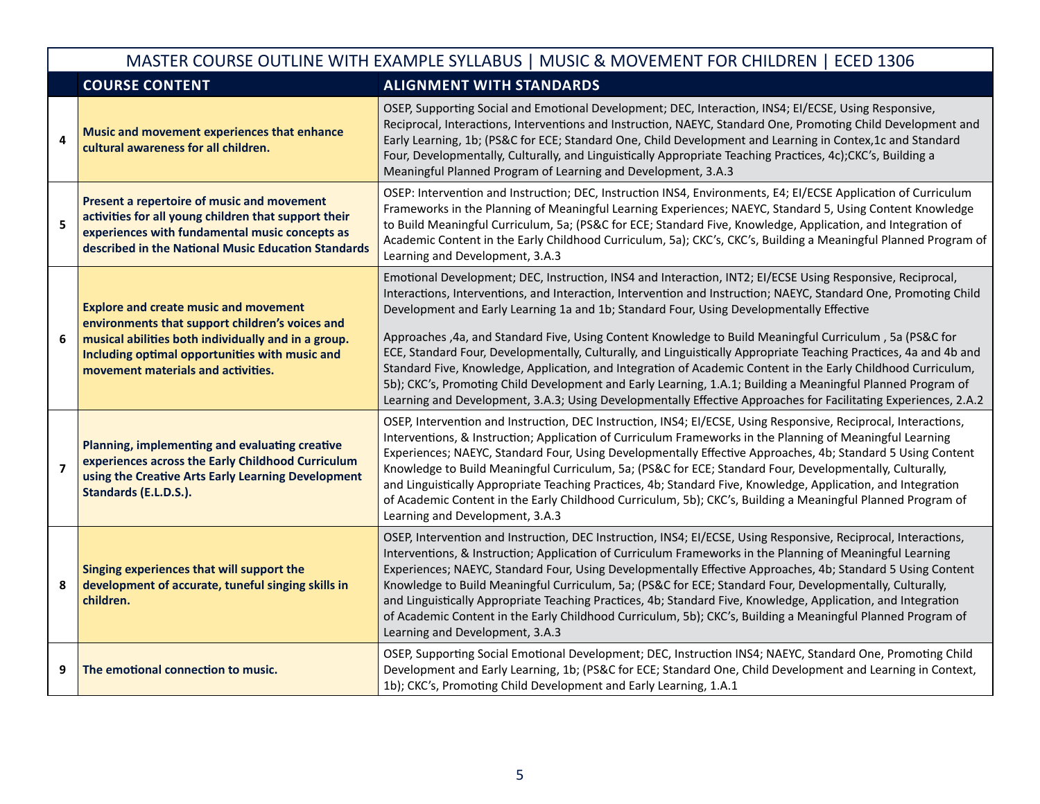| | MASTER COURSE OUTLINE WITH EXAMPLE SYLLABUS \| MUSIC & MOVEMENT FOR CHILDREN \| ECED 1306 | |
|---|---|---|
| | **COURSE CONTENT** | **ALIGNMENT WITH STANDARDS** |
| **4** | **Music and movement experiences that enhance cultural awareness for all children.** | OSEP, Supporting Social and Emotional Development; DEC, Interaction, INS4; EI/ECSE, Using Responsive, Reciprocal, Interactions, Interventions and Instruction, NAEYC, Standard One, Promoting Child Development and Early Learning, 1b; (PS&C for ECE; Standard One, Child Development and Learning in Contex,1c and Standard Four, Developmentally, Culturally, and Linguistically Appropriate Teaching Practices, 4c);CKC's, Building a Meaningful Planned Program of Learning and Development, 3.A.3 |
| **5** | **Present a repertoire of music and movement activities for all young children that support their experiences with fundamental music concepts as described in the National Music Education Standards** | OSEP: Intervention and Instruction; DEC, Instruction INS4, Environments, E4; EI/ECSE Application of Curriculum Frameworks in the Planning of Meaningful Learning Experiences; NAEYC, Standard 5, Using Content Knowledge to Build Meaningful Curriculum, 5a; (PS&C for ECE; Standard Five, Knowledge, Application, and Integration of Academic Content in the Early Childhood Curriculum, 5a); CKC's, CKC's, Building a Meaningful Planned Program of Learning and Development, 3.A.3 |
| **6** | **Explore and create music and movement environments that support children's voices and musical abilities both individually and in a group. Including optimal opportunities with music and movement materials and activities.** | Emotional Development; DEC, Instruction, INS4 and Interaction, INT2; EI/ECSE Using Responsive, Reciprocal, Interactions, Interventions, and Interaction, Intervention and Instruction; NAEYC, Standard One, Promoting Child Development and Early Learning 1a and 1b; Standard Four, Using Developmentally Effective Approaches ,4a, and Standard Five, Using Content Knowledge to Build Meaningful Curriculum , 5a (PS&C for ECE, Standard Four, Developmentally, Culturally, and Linguistically Appropriate Teaching Practices, 4a and 4b and Standard Five, Knowledge, Application, and Integration of Academic Content in the Early Childhood Curriculum, 5b); CKC's, Promoting Child Development and Early Learning, 1.A.1; Building a Meaningful Planned Program of Learning and Development, 3.A.3; Using Developmentally Effective Approaches for Facilitating Experiences, 2.A.2 |
| **7** | **Planning, implementing and evaluating creative experiences across the Early Childhood Curriculum using the Creative Arts Early Learning Development Standards (E.L.D.S.).** | OSEP, Intervention and Instruction, DEC Instruction, INS4; EI/ECSE, Using Responsive, Reciprocal, Interactions, Interventions, & Instruction; Application of Curriculum Frameworks in the Planning of Meaningful Learning Experiences; NAEYC, Standard Four, Using Developmentally Effective Approaches, 4b; Standard 5 Using Content Knowledge to Build Meaningful Curriculum, 5a; (PS&C for ECE; Standard Four, Developmentally, Culturally, and Linguistically Appropriate Teaching Practices, 4b; Standard Five, Knowledge, Application, and Integration of Academic Content in the Early Childhood Curriculum, 5b); CKC's, Building a Meaningful Planned Program of Learning and Development, 3.A.3 |
| **8** | **Singing experiences that will support the development of accurate, tuneful singing skills in children.** | OSEP, Intervention and Instruction, DEC Instruction, INS4; EI/ECSE, Using Responsive, Reciprocal, Interactions, Interventions, & Instruction; Application of Curriculum Frameworks in the Planning of Meaningful Learning Experiences; NAEYC, Standard Four, Using Developmentally Effective Approaches, 4b; Standard 5 Using Content Knowledge to Build Meaningful Curriculum, 5a; (PS&C for ECE; Standard Four, Developmentally, Culturally, and Linguistically Appropriate Teaching Practices, 4b; Standard Five, Knowledge, Application, and Integration of Academic Content in the Early Childhood Curriculum, 5b); CKC's, Building a Meaningful Planned Program of Learning and Development, 3.A.3 |
| **9** | **The emotional connection to music.** | OSEP, Supporting Social Emotional Development; DEC, Instruction INS4; NAEYC, Standard One, Promoting Child Development and Early Learning, 1b; (PS&C for ECE; Standard One, Child Development and Learning in Context, 1b); CKC's, Promoting Child Development and Early Learning, 1.A.1 |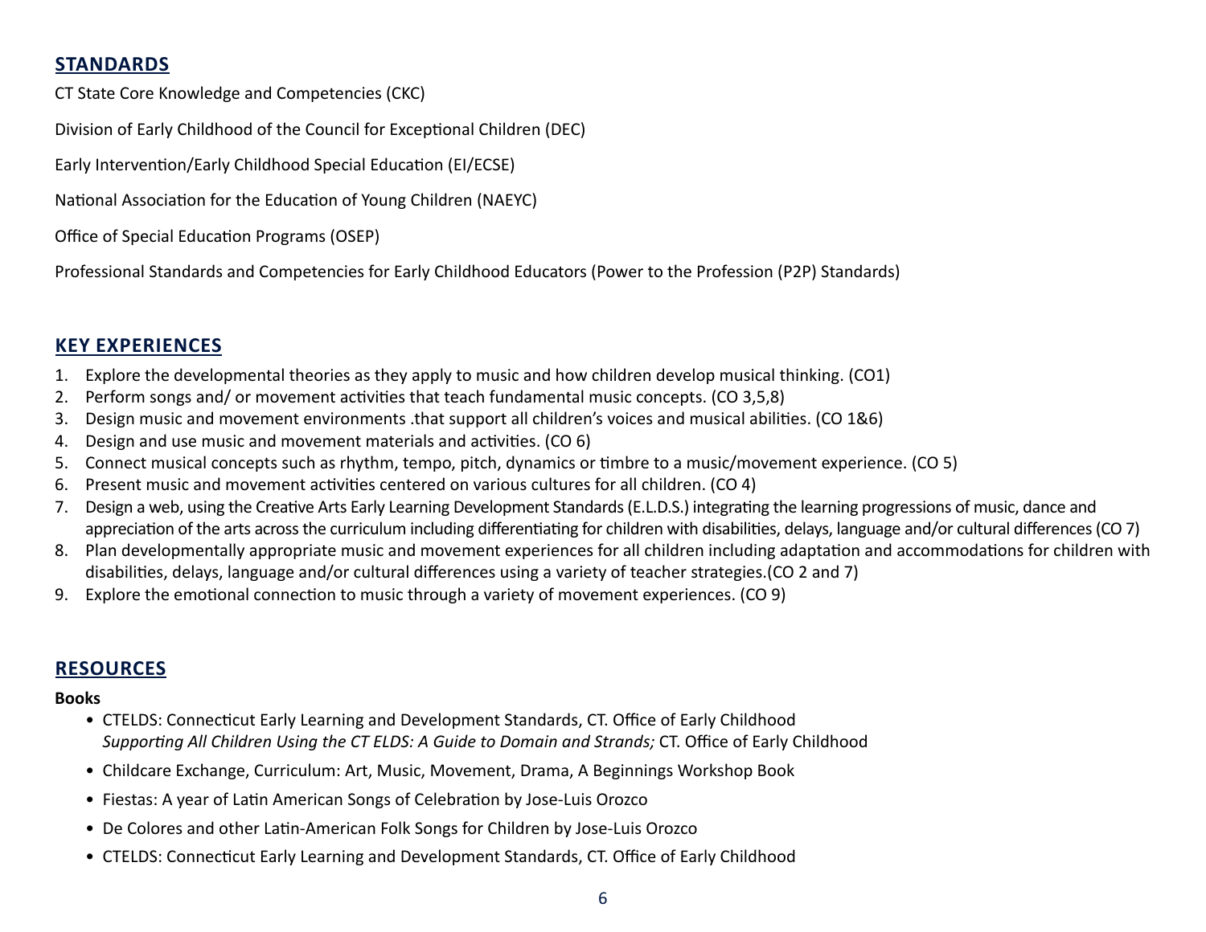## STANDARDS

CT State Core Knowledge and Competencies (CKC)

Division of Early Childhood of the Council for Exceptional Children (DEC)

Early Intervention/Early Childhood Special Education (EI/ECSE)

National Association for the Education of Young Children (NAEYC)

Office of Special Education Programs (OSEP)

Professional Standards and Competencies for Early Childhood Educators (Power to the Profession (P2P) Standards)

## KEY EXPERIENCES

1. Explore the developmental theories as they apply to music and how children develop musical thinking. (CO1)
2. Perform songs and/ or movement activities that teach fundamental music concepts. (CO 3,5,8)
3. Design music and movement environments .that support all children's voices and musical abilities. (CO 1&6)
4. Design and use music and movement materials and activities. (CO 6)
5. Connect musical concepts such as rhythm, tempo, pitch, dynamics or timbre to a music/movement experience. (CO 5)
6. Present music and movement activities centered on various cultures for all children. (CO 4)
7. Design a web, using the Creative Arts Early Learning Development Standards (E.L.D.S.) integrating the learning progressions of music, dance and appreciation of the arts across the curriculum including differentiating for children with disabilities, delays, language and/or cultural differences (CO 7)
8. Plan developmentally appropriate music and movement experiences for all children including adaptation and accommodations for children with disabilities, delays, language and/or cultural differences using a variety of teacher strategies.(CO 2 and 7)
9. Explore the emotional connection to music through a variety of movement experiences. (CO 9)

## RESOURCES

**Books**

- CTELDS: Connecticut Early Learning and Development Standards, CT. Office of Early Childhood
  *Supporting All Children Using the CT ELDS: A Guide to Domain and Strands;* CT. Office of Early Childhood
- Childcare Exchange, Curriculum: Art, Music, Movement, Drama, A Beginnings Workshop Book
- Fiestas: A year of Latin American Songs of Celebration by Jose-Luis Orozco
- De Colores and other Latin-American Folk Songs for Children by Jose-Luis Orozco
- CTELDS: Connecticut Early Learning and Development Standards, CT. Office of Early Childhood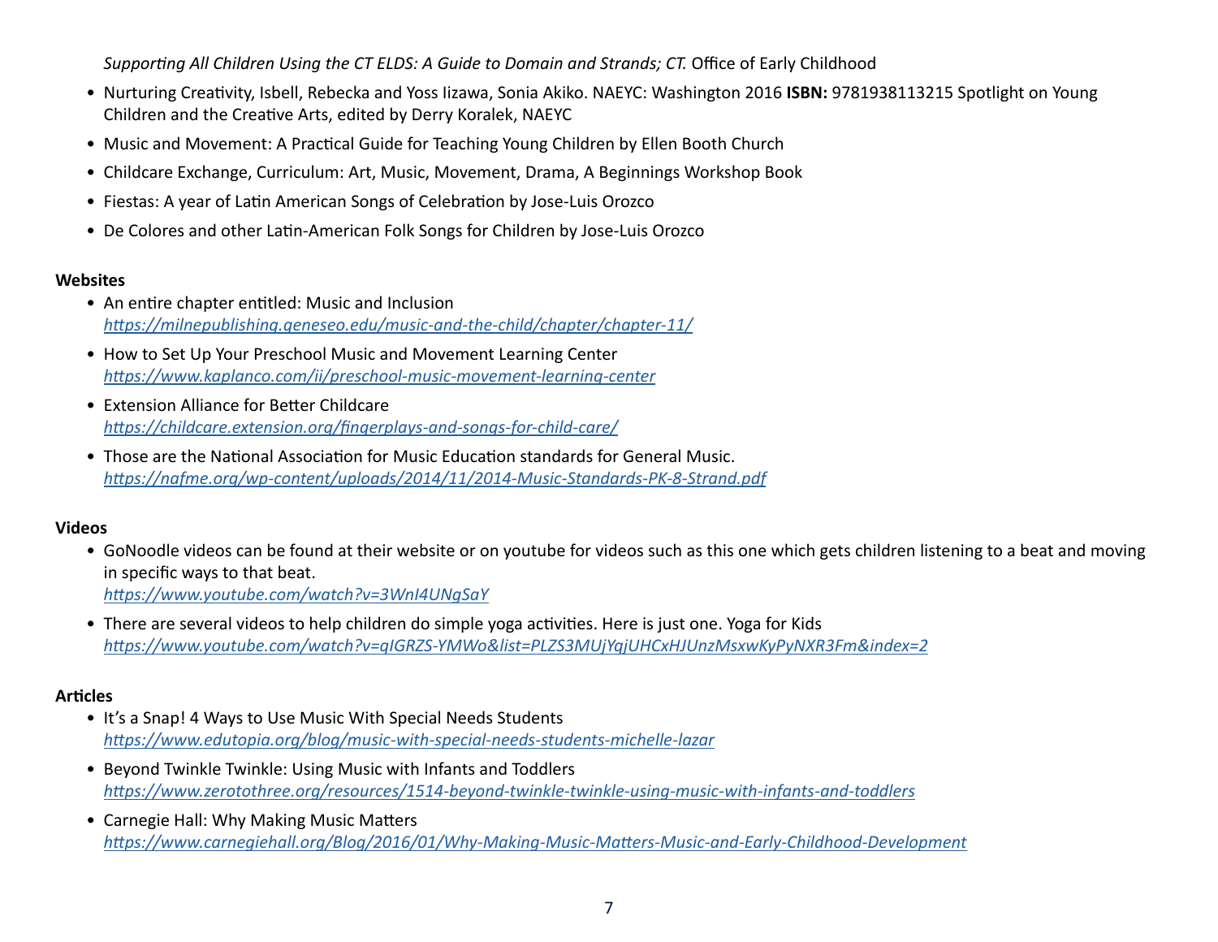*Supporting All Children Using the CT ELDS: A Guide to Domain and Strands; CT.* Office of Early Childhood

- Nurturing Creativity, Isbell, Rebecka and Yoss Iizawa, Sonia Akiko. NAEYC: Washington 2016 **ISBN:** 9781938113215 Spotlight on Young Children and the Creative Arts, edited by Derry Koralek, NAEYC
- Music and Movement: A Practical Guide for Teaching Young Children by Ellen Booth Church
- Childcare Exchange, Curriculum: Art, Music, Movement, Drama, A Beginnings Workshop Book
- Fiestas: A year of Latin American Songs of Celebration by Jose-Luis Orozco
- De Colores and other Latin-American Folk Songs for Children by Jose-Luis Orozco

**Websites**

- An entire chapter entitled: Music and Inclusion
  *https://milnepublishing.geneseo.edu/music-and-the-child/chapter/chapter-11/*
- How to Set Up Your Preschool Music and Movement Learning Center
  *https://www.kaplanco.com/ii/preschool-music-movement-learning-center*
- Extension Alliance for Better Childcare
  *https://childcare.extension.org/fingerplays-and-songs-for-child-care/*
- Those are the National Association for Music Education standards for General Music.
  *https://nafme.org/wp-content/uploads/2014/11/2014-Music-Standards-PK-8-Strand.pdf*

**Videos**

- GoNoodle videos can be found at their website or on youtube for videos such as this one which gets children listening to a beat and moving in specific ways to that beat.
  *https://www.youtube.com/watch?v=3WnI4UNgSaY*
- There are several videos to help children do simple yoga activities. Here is just one. Yoga for Kids
  *https://www.youtube.com/watch?v=qIGRZS-YMWo&list=PLZS3MUjYqjUHCxHJUnzMsxwKyPyNXR3Fm&index=2*

**Articles**

- It's a Snap! 4 Ways to Use Music With Special Needs Students
  *https://www.edutopia.org/blog/music-with-special-needs-students-michelle-lazar*
- Beyond Twinkle Twinkle: Using Music with Infants and Toddlers
  *https://www.zerotothree.org/resources/1514-beyond-twinkle-twinkle-using-music-with-infants-and-toddlers*
- Carnegie Hall: Why Making Music Matters
  *https://www.carnegiehall.org/Blog/2016/01/Why-Making-Music-Matters-Music-and-Early-Childhood-Development*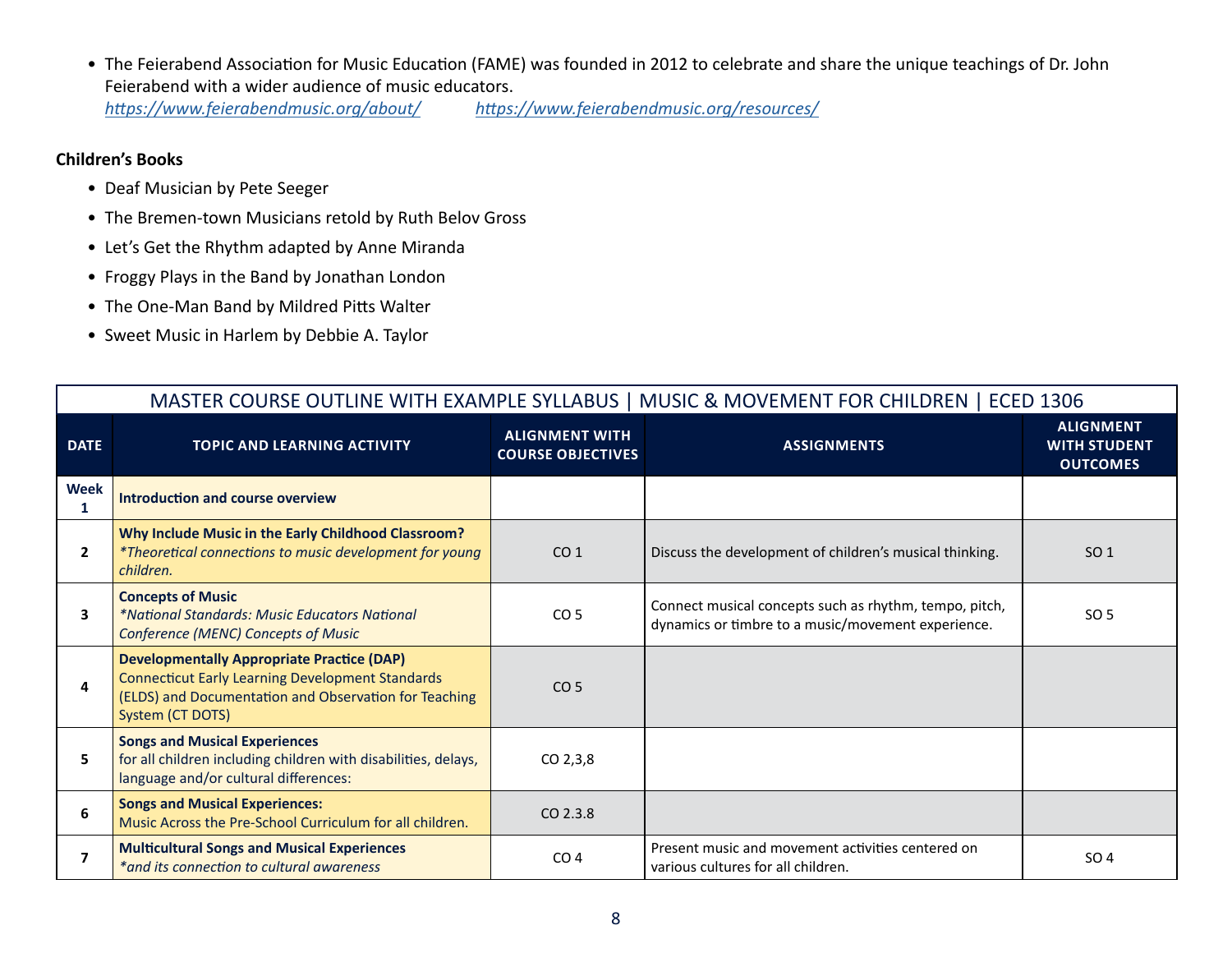- The Feierabend Association for Music Education (FAME) was founded in 2012 to celebrate and share the unique teachings of Dr. John Feierabend with a wider audience of music educators.
  *https://www.feierabendmusic.org/about/*  *https://www.feierabendmusic.org/resources/*

**Children's Books**

- Deaf Musician by Pete Seeger
- The Bremen-town Musicians retold by Ruth Belov Gross
- Let's Get the Rhythm adapted by Anne Miranda
- Froggy Plays in the Band by Jonathan London
- The One-Man Band by Mildred Pitts Walter
- Sweet Music in Harlem by Debbie A. Taylor

MASTER COURSE OUTLINE WITH EXAMPLE SYLLABUS | MUSIC & MOVEMENT FOR CHILDREN | ECED 1306

| DATE | TOPIC AND LEARNING ACTIVITY | ALIGNMENT WITH COURSE OBJECTIVES | ASSIGNMENTS | ALIGNMENT WITH STUDENT OUTCOMES |
|---|---|---|---|---|
| **Week 1** | **Introduction and course overview** | | | |
| 2 | **Why Include Music in the Early Childhood Classroom?** *\*Theoretical connections to music development for young children.* | CO 1 | Discuss the development of children's musical thinking. | SO 1 |
| 3 | **Concepts of Music** *\*National Standards: Music Educators National Conference (MENC) Concepts of Music* | CO 5 | Connect musical concepts such as rhythm, tempo, pitch, dynamics or timbre to a music/movement experience. | SO 5 |
| 4 | **Developmentally Appropriate Practice (DAP)** Connecticut Early Learning Development Standards (ELDS) and Documentation and Observation for Teaching System (CT DOTS) | CO 5 | | |
| 5 | **Songs and Musical Experiences** for all children including children with disabilities, delays, language and/or cultural differences: | CO 2,3,8 | | |
| 6 | **Songs and Musical Experiences:** Music Across the Pre-School Curriculum for all children. | CO 2.3.8 | | |
| 7 | **Multicultural Songs and Musical Experiences** *\*and its connection to cultural awareness* | CO 4 | Present music and movement activities centered on various cultures for all children. | SO 4 |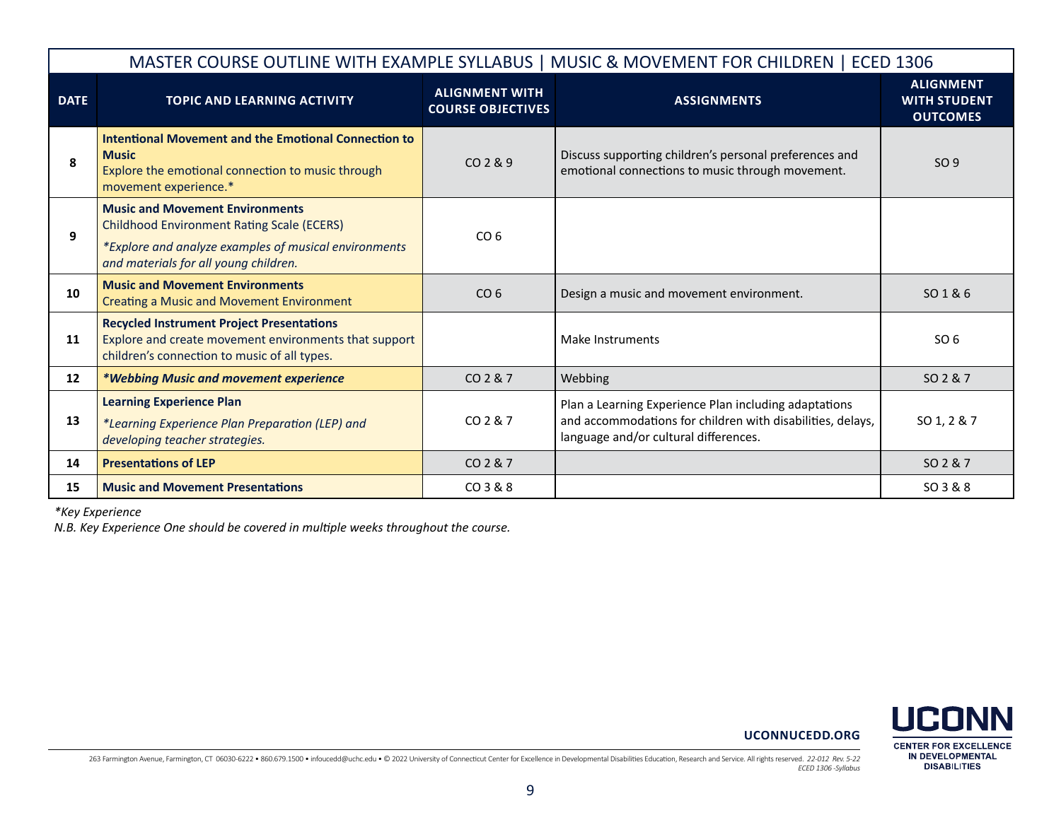| MASTER COURSE OUTLINE WITH EXAMPLE SYLLABUS \| MUSIC & MOVEMENT FOR CHILDREN \| ECED 1306 | | | | |
|---|---|---|---|---|
| **DATE** | **TOPIC AND LEARNING ACTIVITY** | **ALIGNMENT WITH COURSE OBJECTIVES** | **ASSIGNMENTS** | **ALIGNMENT WITH STUDENT OUTCOMES** |
| **8** | **Intentional Movement and the Emotional Connection to Music** Explore the emotional connection to music through movement experience.* | CO 2 & 9 | Discuss supporting children's personal preferences and emotional connections to music through movement. | SO 9 |
| **9** | **Music and Movement Environments** Childhood Environment Rating Scale (ECERS) *\*Explore and analyze examples of musical environments and materials for all young children.* | CO 6 | | |
| **10** | **Music and Movement Environments** Creating a Music and Movement Environment | CO 6 | Design a music and movement environment. | SO 1 & 6 |
| **11** | **Recycled Instrument Project Presentations** Explore and create movement environments that support children's connection to music of all types. | | Make Instruments | SO 6 |
| **12** | ***Webbing Music and movement experience** | CO 2 & 7 | Webbing | SO 2 & 7 |
| **13** | **Learning Experience Plan** *\*Learning Experience Plan Preparation (LEP) and developing teacher strategies.* | CO 2 & 7 | Plan a Learning Experience Plan including adaptations and accommodations for children with disabilities, delays, language and/or cultural differences. | SO 1, 2 & 7 |
| **14** | **Presentations of LEP** | CO 2 & 7 | | SO 2 & 7 |
| **15** | **Music and Movement Presentations** | CO 3 & 8 | | SO 3 & 8 |

*\*Key Experience*

*N.B. Key Experience One should be covered in multiple weeks throughout the course.*

**UCONNUCEDD.ORG**

UCONN CENTER FOR EXCELLENCE IN DEVELOPMENTAL DISABILITIES

263 Farmington Avenue, Farmington, CT 06030-6222 • 860.679.1500 • infoucedd@uchc.edu • © 2022 University of Connecticut Center for Excellence in Developmental Disabilities Education, Research and Service. All rights reserved. *22-012 Rev. 5-22 ECED 1306 -Syllabus*